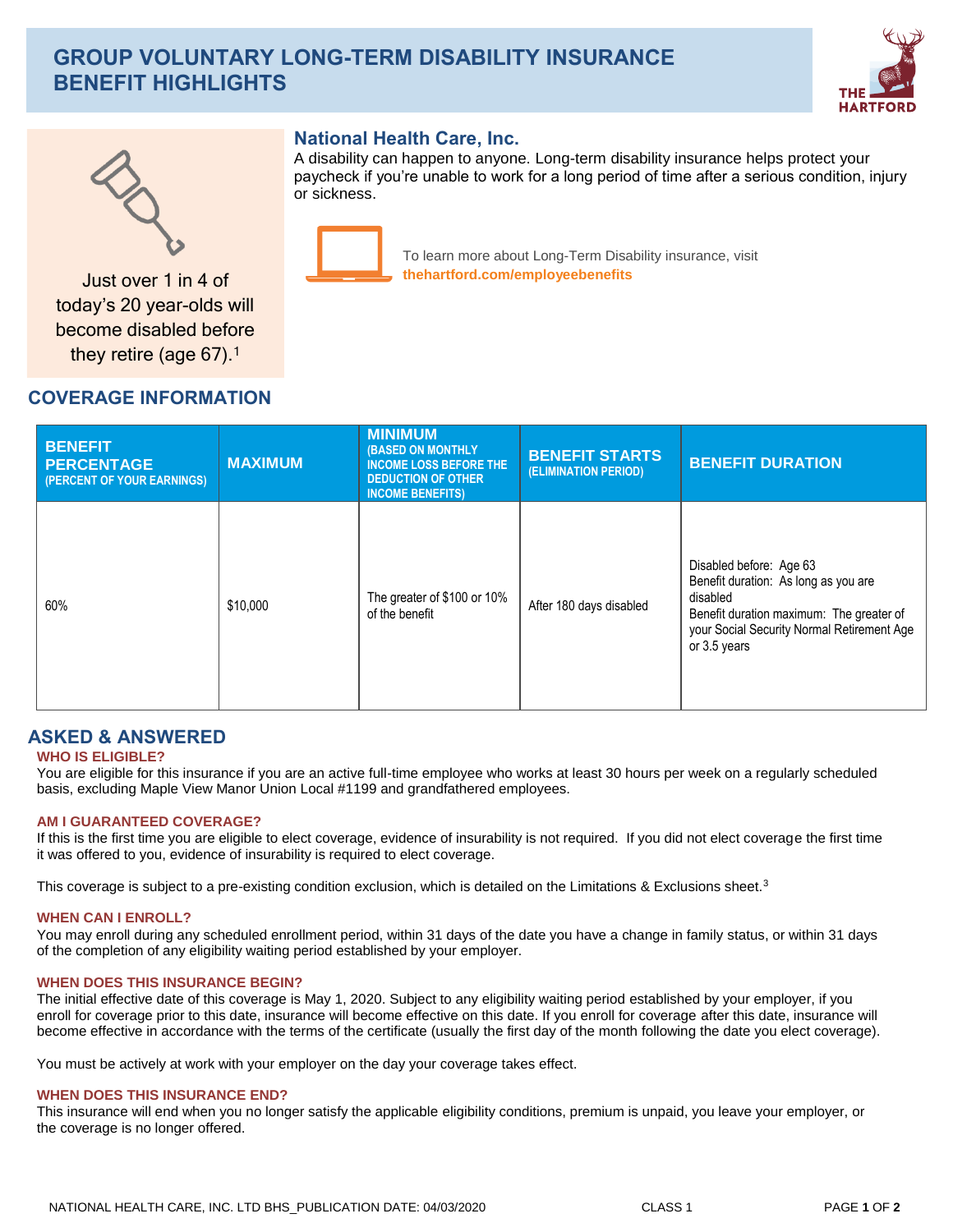# GROUP VOLUNTARY LONG-TERM DISABILITY INSURANCE BENEFIT HIGHLIGHTS

THE HARTFORD

Just over 1 in 4 of today's 20 year-olds will become disabled before they retire (age 67).[1]

## National Health Care, Inc.

A disability can happen to anyone. Long-term disability insurance helps protect your paycheck if you're unable to work for a long period of time after a serious condition, injury or sickness.

To learn more about Long-Term Disability insurance, visit **thehartford.com/employeebenefits**

## COVERAGE INFORMATION

| BENEFIT PERCENTAGE (PERCENT OF YOUR EARNINGS) | MAXIMUM | MINIMUM (BASED ON MONTHLY INCOME LOSS BEFORE THE DEDUCTION OF OTHER INCOME BENEFITS) | BENEFIT STARTS (ELIMINATION PERIOD) | BENEFIT DURATION |
|---|---|---|---|---|
| 60% | $10,000 | The greater of $100 or 10% of the benefit | After 180 days disabled | Disabled before: Age 63<br>Benefit duration: As long as you are disabled<br>Benefit duration maximum: The greater of your Social Security Normal Retirement Age or 3.5 years |

## ASKED & ANSWERED

### WHO IS ELIGIBLE?

You are eligible for this insurance if you are an active full-time employee who works at least 30 hours per week on a regularly scheduled basis, excluding Maple View Manor Union Local #1199 and grandfathered employees.

### AM I GUARANTEED COVERAGE?

If this is the first time you are eligible to elect coverage, evidence of insurability is not required. If you did not elect coverage the first time it was offered to you, evidence of insurability is required to elect coverage.

This coverage is subject to a pre-existing condition exclusion, which is detailed on the Limitations & Exclusions sheet.[3]

### WHEN CAN I ENROLL?

You may enroll during any scheduled enrollment period, within 31 days of the date you have a change in family status, or within 31 days of the completion of any eligibility waiting period established by your employer.

### WHEN DOES THIS INSURANCE BEGIN?

The initial effective date of this coverage is May 1, 2020. Subject to any eligibility waiting period established by your employer, if you enroll for coverage prior to this date, insurance will become effective on this date. If you enroll for coverage after this date, insurance will become effective in accordance with the terms of the certificate (usually the first day of the month following the date you elect coverage).

You must be actively at work with your employer on the day your coverage takes effect.

### WHEN DOES THIS INSURANCE END?

This insurance will end when you no longer satisfy the applicable eligibility conditions, premium is unpaid, you leave your employer, or the coverage is no longer offered.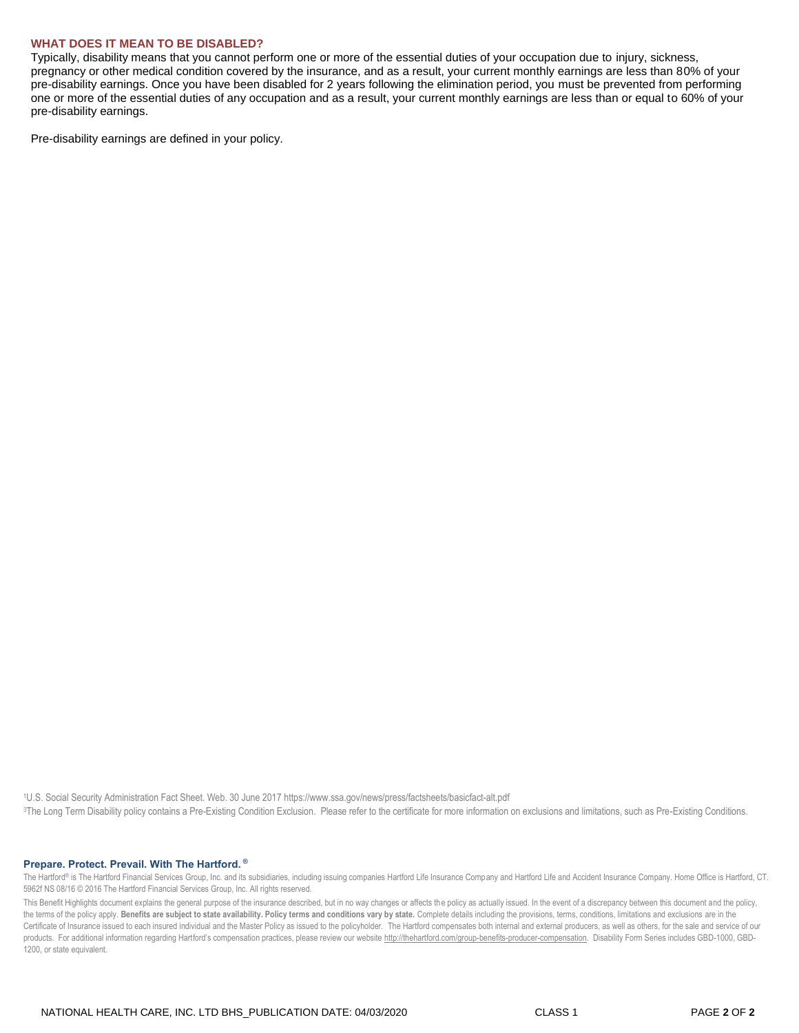## WHAT DOES IT MEAN TO BE DISABLED?

Typically, disability means that you cannot perform one or more of the essential duties of your occupation due to injury, sickness, pregnancy or other medical condition covered by the insurance, and as a result, your current monthly earnings are less than 80% of your pre-disability earnings. Once you have been disabled for 2 years following the elimination period, you must be prevented from performing one or more of the essential duties of any occupation and as a result, your current monthly earnings are less than or equal to 60% of your pre-disability earnings.

Pre-disability earnings are defined in your policy.

[1]U.S. Social Security Administration Fact Sheet. Web. 30 June 2017 https://www.ssa.gov/news/press/factsheets/basicfact-alt.pdf

[3]The Long Term Disability policy contains a Pre-Existing Condition Exclusion. Please refer to the certificate for more information on exclusions and limitations, such as Pre-Existing Conditions.

**Prepare. Protect. Prevail. With The Hartford.®**

The Hartford® is The Hartford Financial Services Group, Inc. and its subsidiaries, including issuing companies Hartford Life Insurance Company and Hartford Life and Accident Insurance Company. Home Office is Hartford, CT. 5962f NS 08/16 © 2016 The Hartford Financial Services Group, Inc. All rights reserved.

This Benefit Highlights document explains the general purpose of the insurance described, but in no way changes or affects the policy as actually issued. In the event of a discrepancy between this document and the policy, the terms of the policy apply. **Benefits are subject to state availability. Policy terms and conditions vary by state.** Complete details including the provisions, terms, conditions, limitations and exclusions are in the Certificate of Insurance issued to each insured individual and the Master Policy as issued to the policyholder. The Hartford compensates both internal and external producers, as well as others, for the sale and service of our products. For additional information regarding Hartford's compensation practices, please review our website http://thehartford.com/group-benefits-producer-compensation. Disability Form Series includes GBD-1000, GBD-1200, or state equivalent.

NATIONAL HEALTH CARE, INC. LTD BHS_PUBLICATION DATE: 04/03/2020 CLASS 1